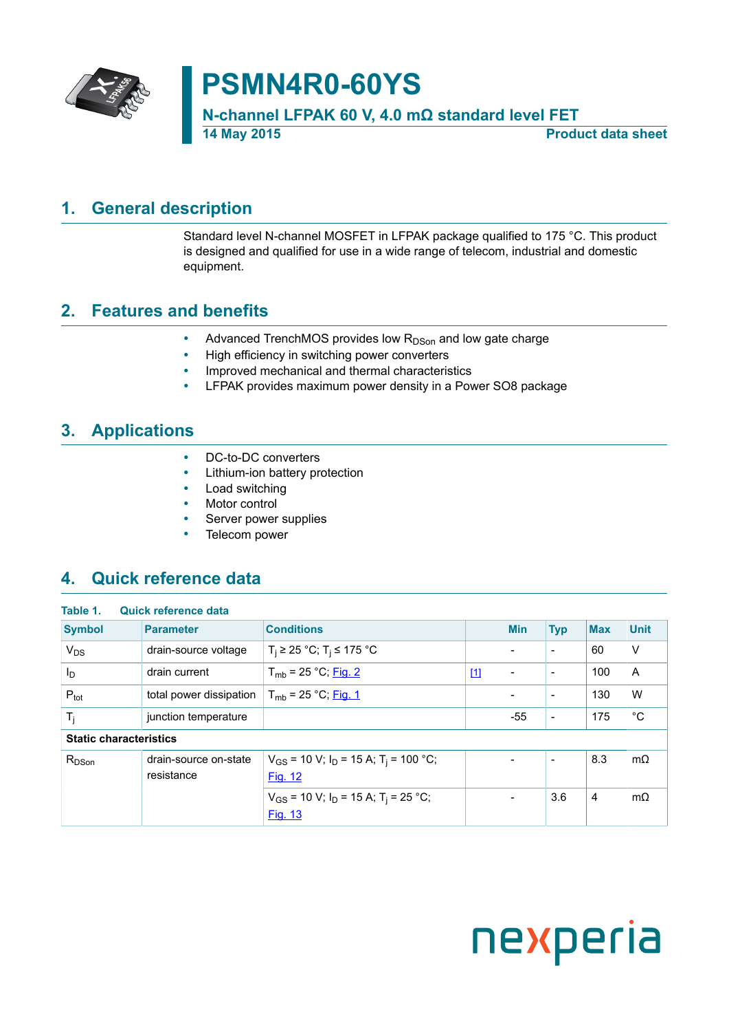# PSMN4R0-60YS

**N-channel LFPAK 60 V, 4.0 mΩ standard level FET**

**14 May 2015** — **Product data sheet**

## 1. General description

Standard level N-channel MOSFET in LFPAK package qualified to 175 °C. This product is designed and qualified for use in a wide range of telecom, industrial and domestic equipment.

## 2. Features and benefits

- Advanced TrenchMOS provides low $R_{DSon}$ and low gate charge
- High efficiency in switching power converters
- Improved mechanical and thermal characteristics
- LFPAK provides maximum power density in a Power SO8 package

## 3. Applications

- DC-to-DC converters
- Lithium-ion battery protection
- Load switching
- Motor control
- Server power supplies
- Telecom power

## 4. Quick reference data

**Table 1. Quick reference data**

| Symbol | Parameter | Conditions | | Min | Typ | Max | Unit |
|---|---|---|---|---|---|---|---|
| $V_{DS}$ | drain-source voltage | $T_j$ ≥ 25 °C; $T_j$ ≤ 175 °C | | - | - | 60 | V |
| $I_D$ | drain current | $T_{mb}$ = 25 °C; Fig. 2 | [1] | - | - | 100 | A |
| $P_{tot}$ | total power dissipation | $T_{mb}$ = 25 °C; Fig. 1 | | - | - | 130 | W |
| $T_j$ | junction temperature | | | -55 | - | 175 | °C |
| **Static characteristics** | | | | | | | |
| $R_{DSon}$ | drain-source on-state resistance | $V_{GS}$ = 10 V; $I_D$ = 15 A; $T_j$ = 100 °C; Fig. 12 | | - | - | 8.3 | mΩ |
| | | $V_{GS}$ = 10 V; $I_D$ = 15 A; $T_j$ = 25 °C; Fig. 13 | | - | 3.6 | 4 | mΩ |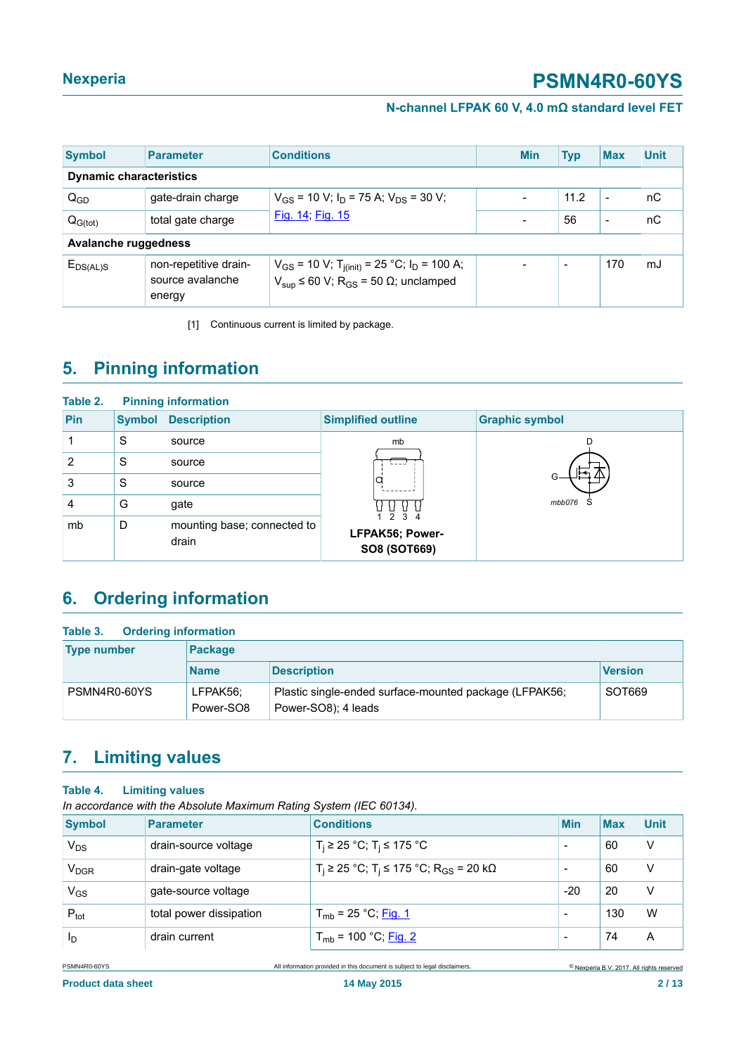| Symbol | Parameter | Conditions | Min | Typ | Max | Unit |
|---|---|---|---|---|---|---|
| **Dynamic characteristics** | | | | | | |
| $Q_{GD}$ | gate-drain charge | $V_{GS}$ = 10 V; $I_D$ = 75 A; $V_{DS}$ = 30 V; Fig. 14; Fig. 15 | - | 11.2 | - | nC |
| $Q_{G(tot)}$ | total gate charge | | - | 56 | - | nC |
| **Avalanche ruggedness** | | | | | | |
| $E_{DS(AL)S}$ | non-repetitive drain-source avalanche energy | $V_{GS}$ = 10 V; $T_{j(init)}$ = 25 °C; $I_D$ = 100 A; $V_{sup}$ ≤ 60 V; $R_{GS}$ = 50 Ω; unclamped | - | - | 170 | mJ |

[1] Continuous current is limited by package.

## 5. Pinning information

**Table 2. Pinning information**

| Pin | Symbol | Description | Simplified outline | Graphic symbol |
|---|---|---|---|---|
| 1 | S | source | LFPAK56; Power-SO8 (SOT669) | mbb076 |
| 2 | S | source | | |
| 3 | S | source | | |
| 4 | G | gate | | |
| mb | D | mounting base; connected to drain | | |

## 6. Ordering information

**Table 3. Ordering information**

| Type number | Package | | |
|---|---|---|---|
| | Name | Description | Version |
| PSMN4R0-60YS | LFPAK56; Power-SO8 | Plastic single-ended surface-mounted package (LFPAK56; Power-SO8); 4 leads | SOT669 |

## 7. Limiting values

**Table 4. Limiting values**

*In accordance with the Absolute Maximum Rating System (IEC 60134).*

| Symbol | Parameter | Conditions | Min | Max | Unit |
|---|---|---|---|---|---|
| $V_{DS}$ | drain-source voltage | $T_j$ ≥ 25 °C; $T_j$ ≤ 175 °C | - | 60 | V |
| $V_{DGR}$ | drain-gate voltage | $T_j$ ≥ 25 °C; $T_j$ ≤ 175 °C; $R_{GS}$ = 20 kΩ | - | 60 | V |
| $V_{GS}$ | gate-source voltage | | -20 | 20 | V |
| $P_{tot}$ | total power dissipation | $T_{mb}$ = 25 °C; Fig. 1 | - | 130 | W |
| $I_D$ | drain current | $T_{mb}$ = 100 °C; Fig. 2 | - | 74 | A |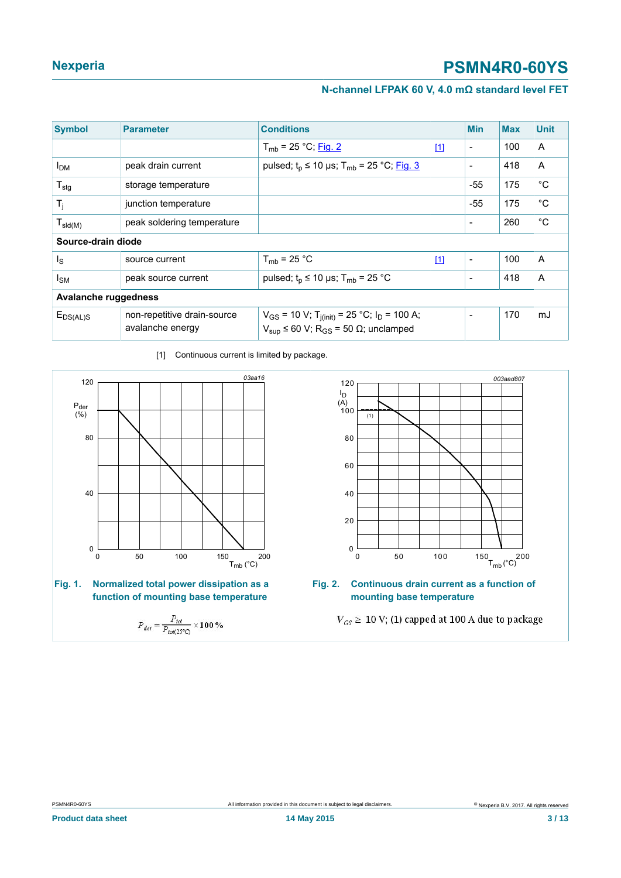| Symbol | Parameter | Conditions | | Min | Max | Unit |
|---|---|---|---|---|---|---|
| | | $T_{mb}$ = 25 °C; Fig. 2 | [1] | - | 100 | A |
| $I_{DM}$ | peak drain current | pulsed; $t_p$ ≤ 10 µs; $T_{mb}$ = 25 °C; Fig. 3 | | - | 418 | A |
| $T_{stg}$ | storage temperature | | | -55 | 175 | °C |
| $T_j$ | junction temperature | | | -55 | 175 | °C |
| $T_{sld(M)}$ | peak soldering temperature | | | - | 260 | °C |
| **Source-drain diode** | | | | | | |
| $I_S$ | source current | $T_{mb}$ = 25 °C | [1] | - | 100 | A |
| $I_{SM}$ | peak source current | pulsed; $t_p$ ≤ 10 µs; $T_{mb}$ = 25 °C | | - | 418 | A |
| **Avalanche ruggedness** | | | | | | |
| $E_{DS(AL)S}$ | non-repetitive drain-source avalanche energy | $V_{GS}$ = 10 V; $T_{j(init)}$ = 25 °C; $I_D$ = 100 A; $V_{sup}$ ≤ 60 V; $R_{GS}$ = 50 Ω; unclamped | | - | 170 | mJ |

[1] Continuous current is limited by package.

**Fig. 1. Normalized total power dissipation as a function of mounting base temperature**

$$P_{der} = \frac{P_{tot}}{P_{tot(25^\circ C)}} \times 100\,\%$$

**Fig. 2. Continuous drain current as a function of mounting base temperature**

$V_{GS} \geq$ 10 V; (1) capped at 100 A due to package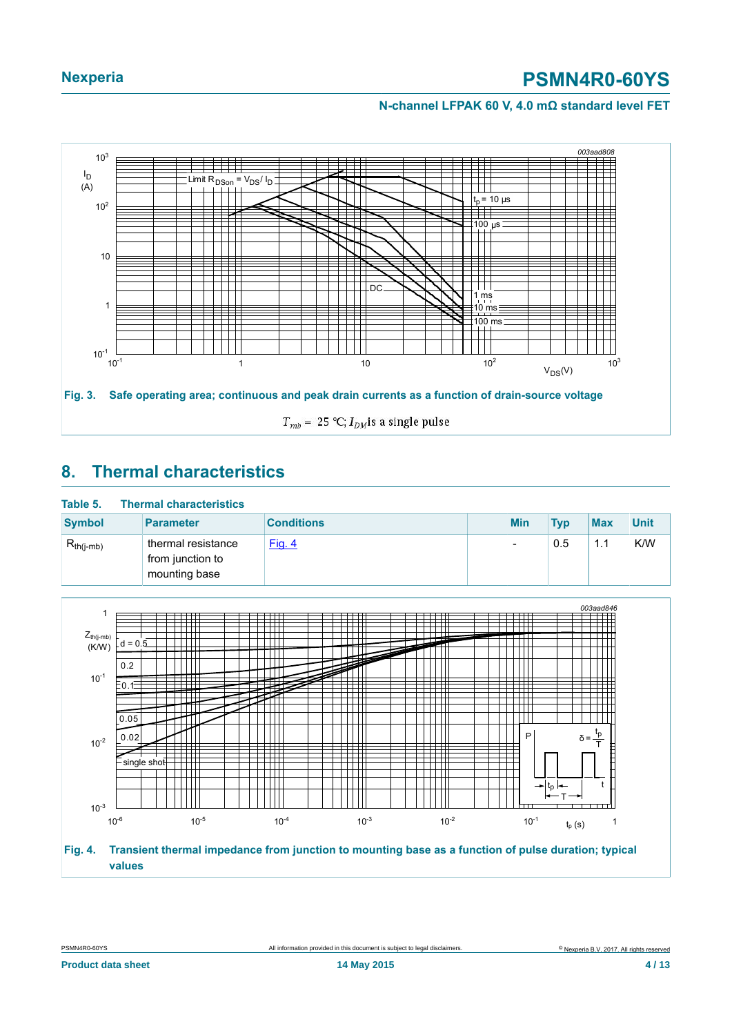Fig. 3. Safe operating area; continuous and peak drain currents as a function of drain-source voltage

$T_{mb} = 25$ °C; $I_{DM}$ is a single pulse

## 8. Thermal characteristics

**Table 5. Thermal characteristics**

| Symbol | Parameter | Conditions | Min | Typ | Max | Unit |
|---|---|---|---|---|---|---|
| $R_{th(j-mb)}$ | thermal resistance from junction to mounting base | Fig. 4 | - | 0.5 | 1.1 | K/W |

Fig. 4. Transient thermal impedance from junction to mounting base as a function of pulse duration; typical values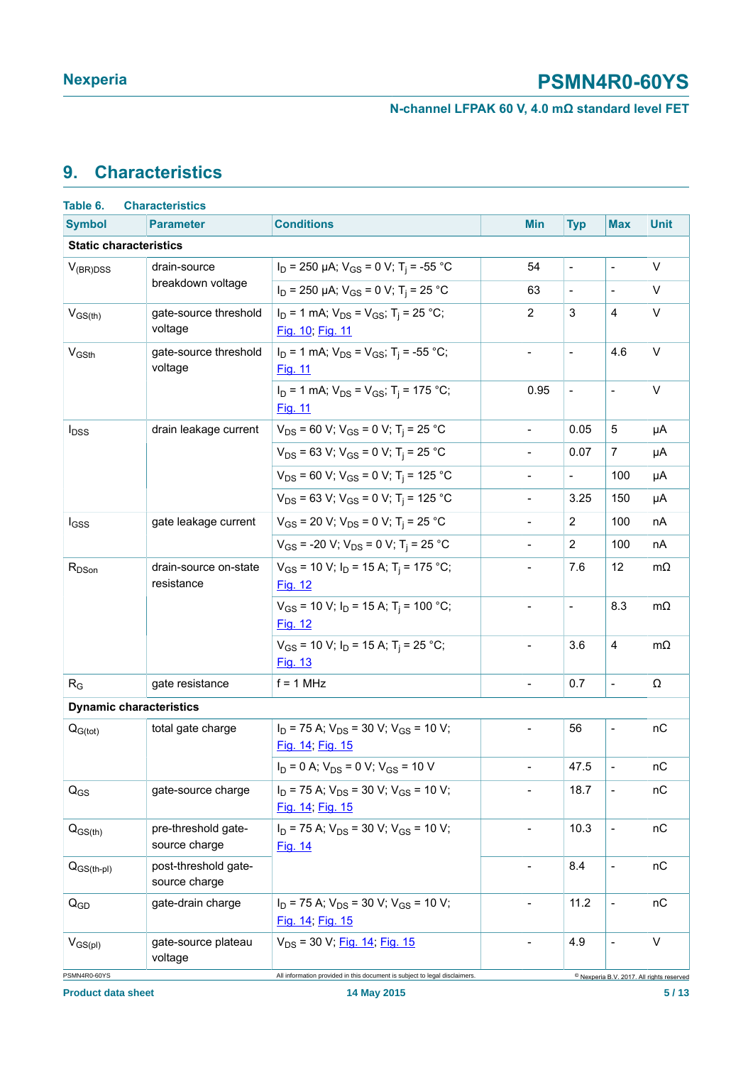## 9. Characteristics

**Table 6. Characteristics**

| Symbol | Parameter | Conditions | Min | Typ | Max | Unit |
|---|---|---|---|---|---|---|
| **Static characteristics** | | | | | | |
| $V_{(BR)DSS}$ | drain-source breakdown voltage | $I_D$ = 250 µA; $V_{GS}$ = 0 V; $T_j$ = -55 °C | 54 | - | - | V |
| | | $I_D$ = 250 µA; $V_{GS}$ = 0 V; $T_j$ = 25 °C | 63 | - | - | V |
| $V_{GS(th)}$ | gate-source threshold voltage | $I_D$ = 1 mA; $V_{DS}$ = $V_{GS}$; $T_j$ = 25 °C; Fig. 10; Fig. 11 | 2 | 3 | 4 | V |
| $V_{GSth}$ | gate-source threshold voltage | $I_D$ = 1 mA; $V_{DS}$ = $V_{GS}$; $T_j$ = -55 °C; Fig. 11 | - | - | 4.6 | V |
| | | $I_D$ = 1 mA; $V_{DS}$ = $V_{GS}$; $T_j$ = 175 °C; Fig. 11 | 0.95 | - | - | V |
| $I_{DSS}$ | drain leakage current | $V_{DS}$ = 60 V; $V_{GS}$ = 0 V; $T_j$ = 25 °C | - | 0.05 | 5 | µA |
| | | $V_{DS}$ = 63 V; $V_{GS}$ = 0 V; $T_j$ = 25 °C | - | 0.07 | 7 | µA |
| | | $V_{DS}$ = 60 V; $V_{GS}$ = 0 V; $T_j$ = 125 °C | - | - | 100 | µA |
| | | $V_{DS}$ = 63 V; $V_{GS}$ = 0 V; $T_j$ = 125 °C | - | 3.25 | 150 | µA |
| $I_{GSS}$ | gate leakage current | $V_{GS}$ = 20 V; $V_{DS}$ = 0 V; $T_j$ = 25 °C | - | 2 | 100 | nA |
| | | $V_{GS}$ = -20 V; $V_{DS}$ = 0 V; $T_j$ = 25 °C | - | 2 | 100 | nA |
| $R_{DSon}$ | drain-source on-state resistance | $V_{GS}$ = 10 V; $I_D$ = 15 A; $T_j$ = 175 °C; Fig. 12 | - | 7.6 | 12 | mΩ |
| | | $V_{GS}$ = 10 V; $I_D$ = 15 A; $T_j$ = 100 °C; Fig. 12 | - | - | 8.3 | mΩ |
| | | $V_{GS}$ = 10 V; $I_D$ = 15 A; $T_j$ = 25 °C; Fig. 13 | - | 3.6 | 4 | mΩ |
| $R_G$ | gate resistance | f = 1 MHz | - | 0.7 | - | Ω |
| **Dynamic characteristics** | | | | | | |
| $Q_{G(tot)}$ | total gate charge | $I_D$ = 75 A; $V_{DS}$ = 30 V; $V_{GS}$ = 10 V; Fig. 14; Fig. 15 | - | 56 | - | nC |
| | | $I_D$ = 0 A; $V_{DS}$ = 0 V; $V_{GS}$ = 10 V | - | 47.5 | - | nC |
| $Q_{GS}$ | gate-source charge | $I_D$ = 75 A; $V_{DS}$ = 30 V; $V_{GS}$ = 10 V; Fig. 14; Fig. 15 | - | 18.7 | - | nC |
| $Q_{GS(th)}$ | pre-threshold gate-source charge | $I_D$ = 75 A; $V_{DS}$ = 30 V; $V_{GS}$ = 10 V; Fig. 14 | - | 10.3 | - | nC |
| $Q_{GS(th-pl)}$ | post-threshold gate-source charge | | - | 8.4 | - | nC |
| $Q_{GD}$ | gate-drain charge | $I_D$ = 75 A; $V_{DS}$ = 30 V; $V_{GS}$ = 10 V; Fig. 14; Fig. 15 | - | 11.2 | - | nC |
| $V_{GS(pl)}$ | gate-source plateau voltage | $V_{DS}$ = 30 V; Fig. 14; Fig. 15 | - | 4.9 | - | V |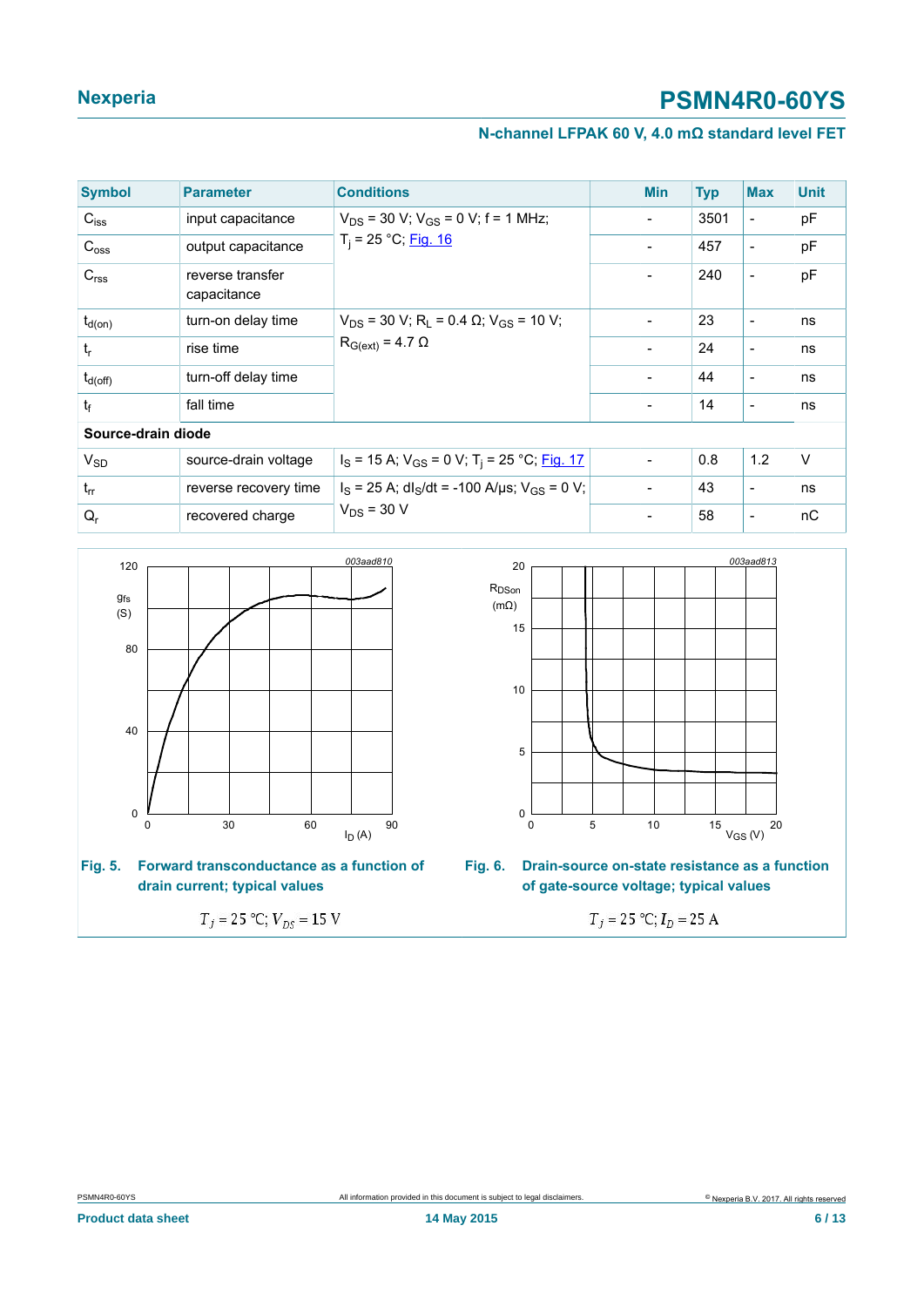| Symbol | Parameter | Conditions | Min | Typ | Max | Unit |
|---|---|---|---|---|---|---|
| $C_{iss}$ | input capacitance | $V_{DS}$ = 30 V; $V_{GS}$ = 0 V; f = 1 MHz; $T_j$ = 25 °C; Fig. 16 | - | 3501 | - | pF |
| $C_{oss}$ | output capacitance | | - | 457 | - | pF |
| $C_{rss}$ | reverse transfer capacitance | | - | 240 | - | pF |
| $t_{d(on)}$ | turn-on delay time | $V_{DS}$ = 30 V; $R_L$ = 0.4 Ω; $V_{GS}$ = 10 V; $R_{G(ext)}$ = 4.7 Ω | - | 23 | - | ns |
| $t_r$ | rise time | | - | 24 | - | ns |
| $t_{d(off)}$ | turn-off delay time | | - | 44 | - | ns |
| $t_f$ | fall time | | - | 14 | - | ns |
| **Source-drain diode** | | | | | | |
| $V_{SD}$ | source-drain voltage | $I_S$ = 15 A; $V_{GS}$ = 0 V; $T_j$ = 25 °C; Fig. 17 | - | 0.8 | 1.2 | V |
| $t_{rr}$ | reverse recovery time | $I_S$ = 25 A; $dI_S/dt$ = -100 A/µs; $V_{GS}$ = 0 V; $V_{DS}$ = 30 V | - | 43 | - | ns |
| $Q_r$ | recovered charge | | - | 58 | - | nC |

**Fig. 5. Forward transconductance as a function of drain current; typical values**

$T_j = 25$ °C; $V_{DS} = 15$ V

**Fig. 6. Drain-source on-state resistance as a function of gate-source voltage; typical values**

$T_j = 25$ °C; $I_D = 25$ A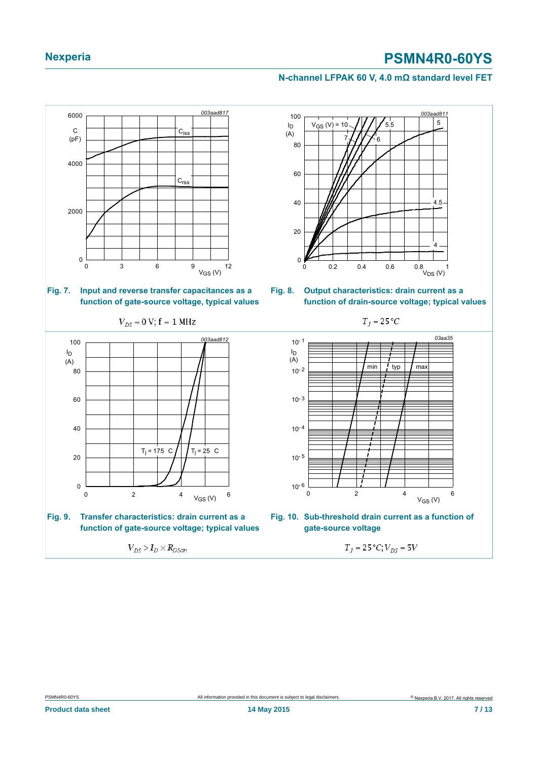**Fig. 7. Input and reverse transfer capacitances as a function of gate-source voltage, typical values**

$V_{DS} = 0$ V; f = 1 MHz

**Fig. 8. Output characteristics: drain current as a function of drain-source voltage; typical values**

$T_j = 25\,°C$

**Fig. 9. Transfer characteristics: drain current as a function of gate-source voltage; typical values**

$V_{DS} > I_D \times R_{DSon}$

**Fig. 10. Sub-threshold drain current as a function of gate-source voltage**

$T_j = 25\,°C; V_{DS} = 5V$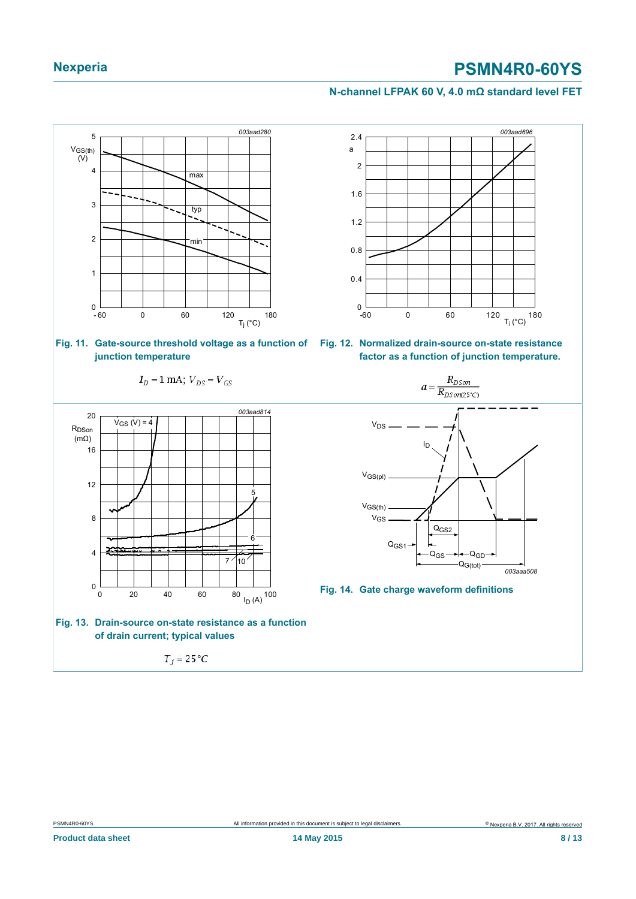**Fig. 11. Gate-source threshold voltage as a function of junction temperature**

$I_D = 1\ \text{mA};\ V_{DS} = V_{GS}$

**Fig. 12. Normalized drain-source on-state resistance factor as a function of junction temperature.**

$$a = \frac{R_{DSon}}{R_{DSon(25^\circ C)}}$$

**Fig. 13. Drain-source on-state resistance as a function of drain current; typical values**

$T_j = 25\,^\circ C$

**Fig. 14. Gate charge waveform definitions**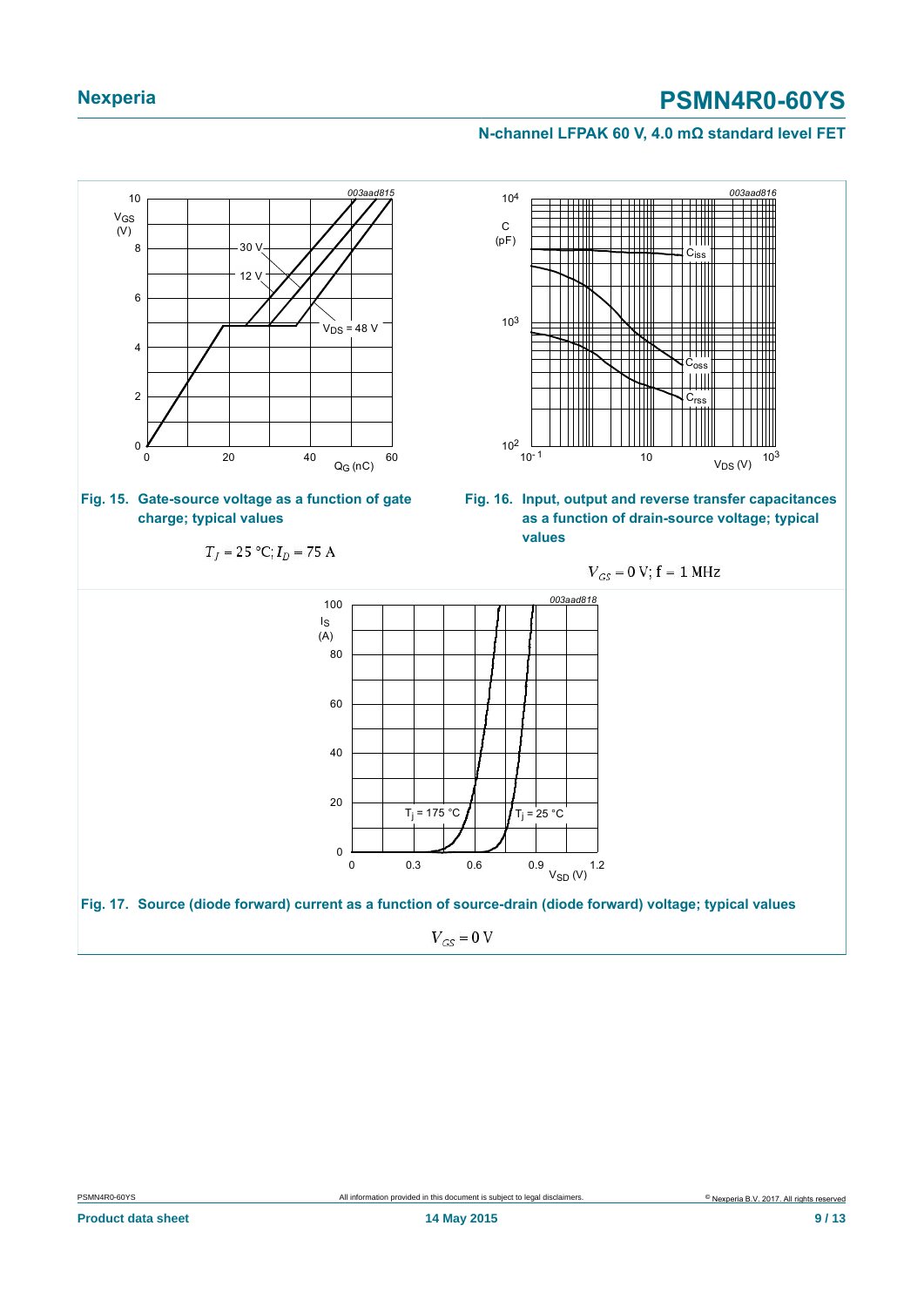**Fig. 15. Gate-source voltage as a function of gate charge; typical values**

$T_j = 25$ °C; $I_D = 75$ A

**Fig. 16. Input, output and reverse transfer capacitances as a function of drain-source voltage; typical values**

$V_{GS} = 0$ V; f = 1 MHz

**Fig. 17. Source (diode forward) current as a function of source-drain (diode forward) voltage; typical values**

$V_{GS} = 0$ V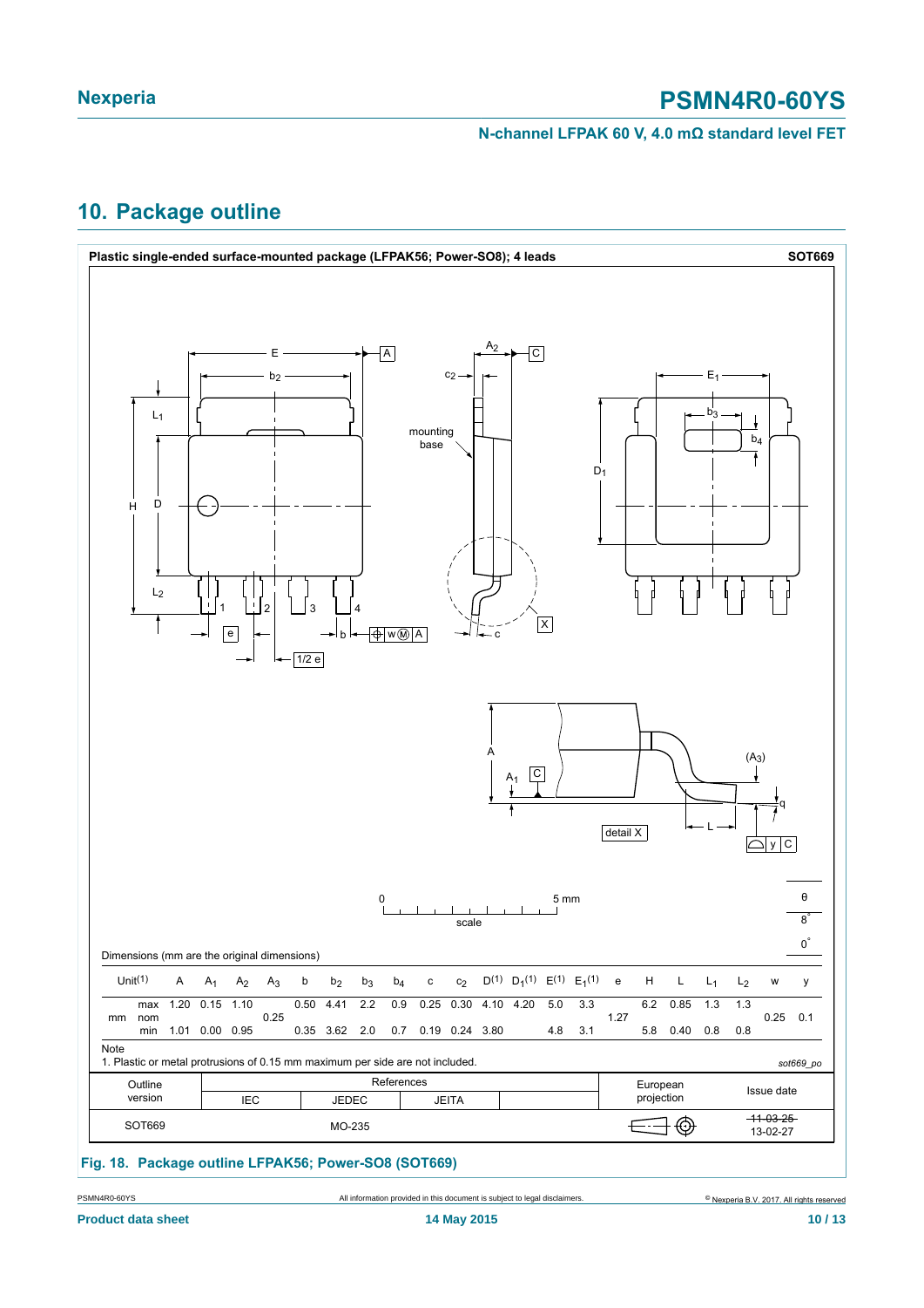## 10. Package outline

**Plastic single-ended surface-mounted package (LFPAK56; Power-SO8); 4 leads** **SOT669**

Dimensions (mm are the original dimensions)

| Unit[1] | | A | $A_1$ | $A_2$ | $A_3$ | b | $b_2$ | $b_3$ | $b_4$ | c | $c_2$ | D[1] | $D_1$[1] | E[1] | $E_1$[1] | e | H | L | $L_1$ | $L_2$ | w | y | θ |
|---|---|---|---|---|---|---|---|---|---|---|---|---|---|---|---|---|---|---|---|---|---|---|---|
| mm | max | 1.20 | 0.15 | 1.10 | | 0.50 | 4.41 | 2.2 | 0.9 | 0.25 | 0.30 | 4.10 | 4.20 | 5.0 | 3.3 | | 6.2 | 0.85 | 1.3 | 1.3 | | | 8° |
| | nom | | | | 0.25 | | | | | | | | | | | 1.27 | | | | | 0.25 | 0.1 | |
| | min | 1.01 | 0.00 | 0.95 | | 0.35 | 3.62 | 2.0 | 0.7 | 0.19 | 0.24 | 3.80 | | 4.8 | 3.1 | | 5.8 | 0.40 | 0.8 | 0.8 | | | 0° |

Note

1. Plastic or metal protrusions of 0.15 mm maximum per side are not included.

*sot669_po*

| Outline version | References: IEC | References: JEDEC | References: JEITA | European projection | Issue date |
|---|---|---|---|---|---|
| SOT669 | | MO-235 | | | ~~11-03-25~~ 13-02-27 |

**Fig. 18. Package outline LFPAK56; Power-SO8 (SOT669)**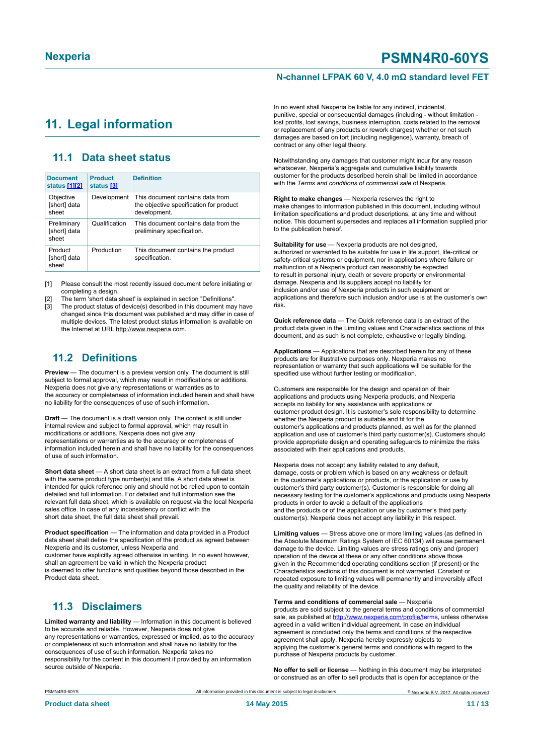## 11. Legal information

### 11.1 Data sheet status

| Document status [1][2] | Product status [3] | Definition |
|---|---|---|
| Objective [short] data sheet | Development | This document contains data from the objective specification for product development. |
| Preliminary [short] data sheet | Qualification | This document contains data from the preliminary specification. |
| Product [short] data sheet | Production | This document contains the product specification. |

[1] Please consult the most recently issued document before initiating or completing a design.

[2] The term 'short data sheet' is explained in section "Definitions".

[3] The product status of device(s) described in this document may have changed since this document was published and may differ in case of multiple devices. The latest product status information is available on the Internet at URL http://www.nexperia.com.

### 11.2 Definitions

**Preview** — The document is a preview version only. The document is still subject to formal approval, which may result in modifications or additions. Nexperia does not give any representations or warranties as to the accuracy or completeness of information included herein and shall have no liability for the consequences of use of such information.

**Draft** — The document is a draft version only. The content is still under internal review and subject to formal approval, which may result in modifications or additions. Nexperia does not give any representations or warranties as to the accuracy or completeness of information included herein and shall have no liability for the consequences of use of such information.

**Short data sheet** — A short data sheet is an extract from a full data sheet with the same product type number(s) and title. A short data sheet is intended for quick reference only and should not be relied upon to contain detailed and full information. For detailed and full information see the relevant full data sheet, which is available on request via the local Nexperia sales office. In case of any inconsistency or conflict with the short data sheet, the full data sheet shall prevail.

**Product specification** — The information and data provided in a Product data sheet shall define the specification of the product as agreed between Nexperia and its customer, unless Nexperia and customer have explicitly agreed otherwise in writing. In no event however, shall an agreement be valid in which the Nexperia product is deemed to offer functions and qualities beyond those described in the Product data sheet.

### 11.3 Disclaimers

**Limited warranty and liability** — Information in this document is believed to be accurate and reliable. However, Nexperia does not give any representations or warranties, expressed or implied, as to the accuracy or completeness of such information and shall have no liability for the consequences of use of such information. Nexperia takes no responsibility for the content in this document if provided by an information source outside of Nexperia.

In no event shall Nexperia be liable for any indirect, incidental, punitive, special or consequential damages (including - without limitation - lost profits, lost savings, business interruption, costs related to the removal or replacement of any products or rework charges) whether or not such damages are based on tort (including negligence), warranty, breach of contract or any other legal theory.

Notwithstanding any damages that customer might incur for any reason whatsoever, Nexperia's aggregate and cumulative liability towards customer for the products described herein shall be limited in accordance with the *Terms and conditions of commercial sale* of Nexperia.

**Right to make changes** — Nexperia reserves the right to make changes to information published in this document, including without limitation specifications and product descriptions, at any time and without notice. This document supersedes and replaces all information supplied prior to the publication hereof.

**Suitability for use** — Nexperia products are not designed, authorized or warranted to be suitable for use in life support, life-critical or safety-critical systems or equipment, nor in applications where failure or malfunction of a Nexperia product can reasonably be expected to result in personal injury, death or severe property or environmental damage. Nexperia and its suppliers accept no liability for inclusion and/or use of Nexperia products in such equipment or applications and therefore such inclusion and/or use is at the customer's own risk.

**Quick reference data** — The Quick reference data is an extract of the product data given in the Limiting values and Characteristics sections of this document, and as such is not complete, exhaustive or legally binding.

**Applications** — Applications that are described herein for any of these products are for illustrative purposes only. Nexperia makes no representation or warranty that such applications will be suitable for the specified use without further testing or modification.

Customers are responsible for the design and operation of their applications and products using Nexperia products, and Nexperia accepts no liability for any assistance with applications or customer product design. It is customer's sole responsibility to determine whether the Nexperia product is suitable and fit for the customer's applications and products planned, as well as for the planned application and use of customer's third party customer(s). Customers should provide appropriate design and operating safeguards to minimize the risks associated with their applications and products.

Nexperia does not accept any liability related to any default, damage, costs or problem which is based on any weakness or default in the customer's applications or products, or the application or use by customer's third party customer(s). Customer is responsible for doing all necessary testing for the customer's applications and products using Nexperia products in order to avoid a default of the applications and the products or of the application or use by customer's third party customer(s). Nexperia does not accept any liability in this respect.

**Limiting values** — Stress above one or more limiting values (as defined in the Absolute Maximum Ratings System of IEC 60134) will cause permanent damage to the device. Limiting values are stress ratings only and (proper) operation of the device at these or any other conditions above those given in the Recommended operating conditions section (if present) or the Characteristics sections of this document is not warranted. Constant or repeated exposure to limiting values will permanently and irreversibly affect the quality and reliability of the device.

**Terms and conditions of commercial sale** — Nexperia products are sold subject to the general terms and conditions of commercial sale, as published at http://www.nexperia.com/profile/terms, unless otherwise agreed in a valid written individual agreement. In case an individual agreement is concluded only the terms and conditions of the respective agreement shall apply. Nexperia hereby expressly objects to applying the customer's general terms and conditions with regard to the purchase of Nexperia products by customer.

**No offer to sell or license** — Nothing in this document may be interpreted or construed as an offer to sell products that is open for acceptance or the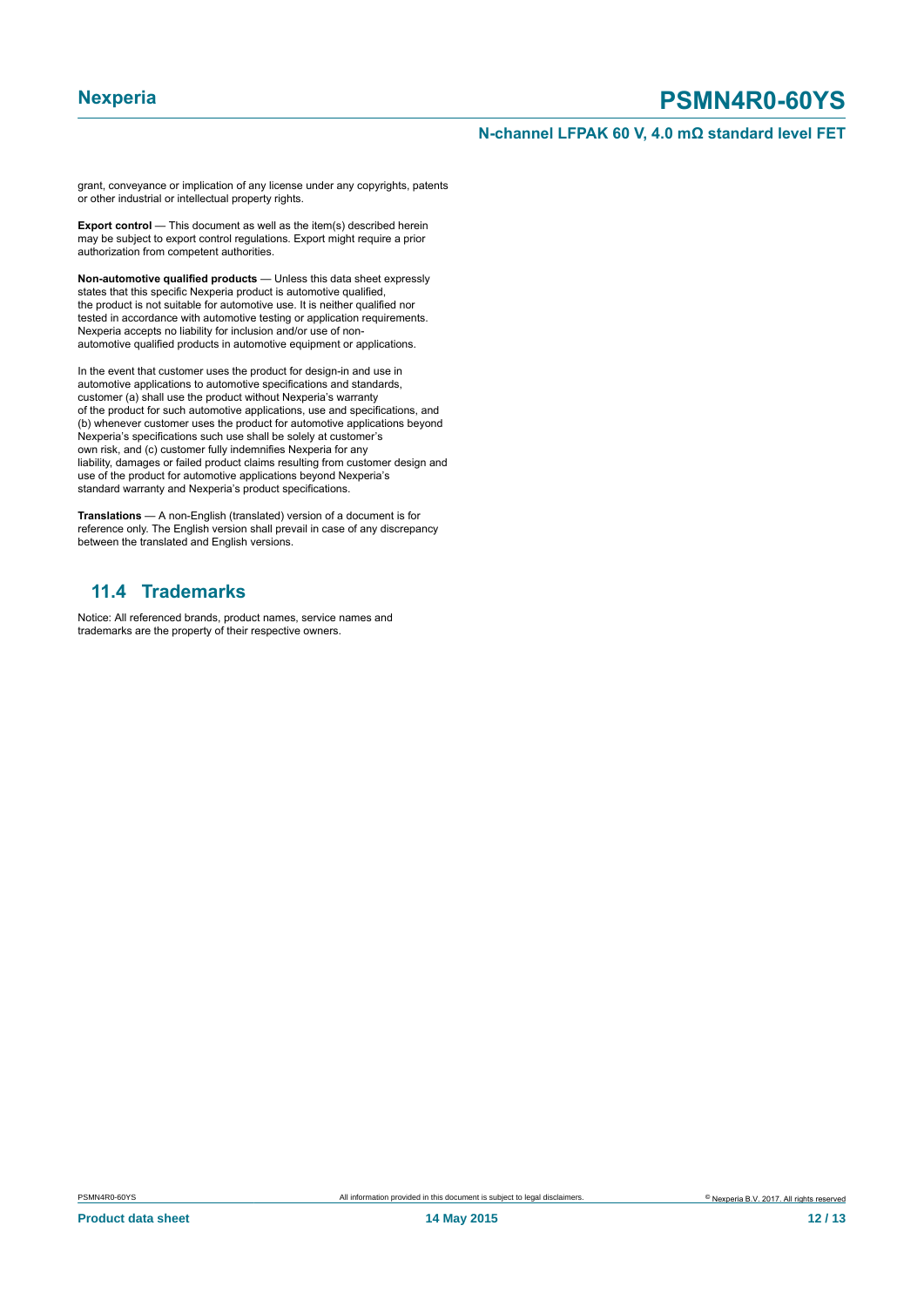grant, conveyance or implication of any license under any copyrights, patents or other industrial or intellectual property rights.

**Export control** — This document as well as the item(s) described herein may be subject to export control regulations. Export might require a prior authorization from competent authorities.

**Non-automotive qualified products** — Unless this data sheet expressly states that this specific Nexperia product is automotive qualified, the product is not suitable for automotive use. It is neither qualified nor tested in accordance with automotive testing or application requirements. Nexperia accepts no liability for inclusion and/or use of non-automotive qualified products in automotive equipment or applications.

In the event that customer uses the product for design-in and use in automotive applications to automotive specifications and standards, customer (a) shall use the product without Nexperia's warranty of the product for such automotive applications, use and specifications, and (b) whenever customer uses the product for automotive applications beyond Nexperia's specifications such use shall be solely at customer's own risk, and (c) customer fully indemnifies Nexperia for any liability, damages or failed product claims resulting from customer design and use of the product for automotive applications beyond Nexperia's standard warranty and Nexperia's product specifications.

**Translations** — A non-English (translated) version of a document is for reference only. The English version shall prevail in case of any discrepancy between the translated and English versions.

## 11.4 Trademarks

Notice: All referenced brands, product names, service names and trademarks are the property of their respective owners.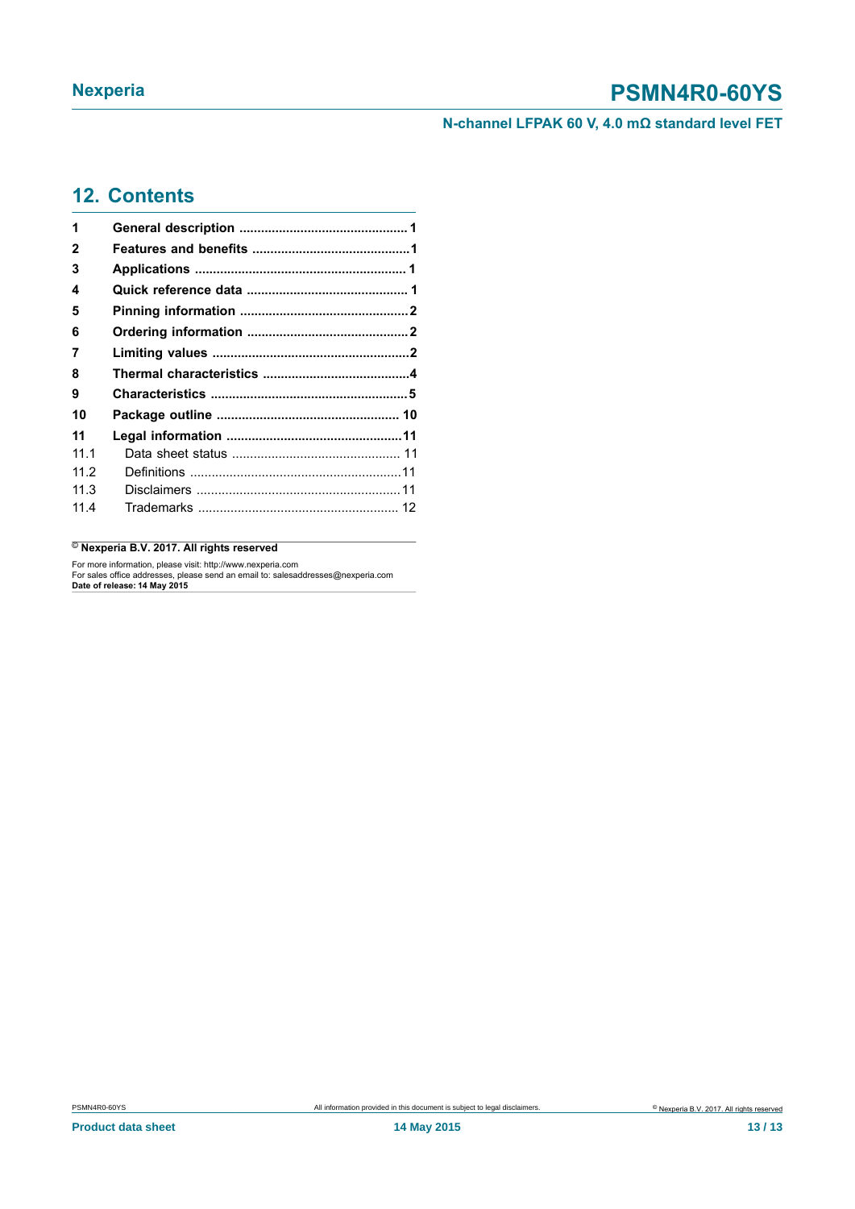## 12. Contents

| | | |
|---|---|---|
| **1** | **General description** | **1** |
| **2** | **Features and benefits** | **1** |
| **3** | **Applications** | **1** |
| **4** | **Quick reference data** | **1** |
| **5** | **Pinning information** | **2** |
| **6** | **Ordering information** | **2** |
| **7** | **Limiting values** | **2** |
| **8** | **Thermal characteristics** | **4** |
| **9** | **Characteristics** | **5** |
| **10** | **Package outline** | **10** |
| **11** | **Legal information** | **11** |
| 11.1 | Data sheet status | 11 |
| 11.2 | Definitions | 11 |
| 11.3 | Disclaimers | 11 |
| 11.4 | Trademarks | 12 |

**© Nexperia B.V. 2017. All rights reserved**

For more information, please visit: http://www.nexperia.com
For sales office addresses, please send an email to: salesaddresses@nexperia.com
**Date of release: 14 May 2015**